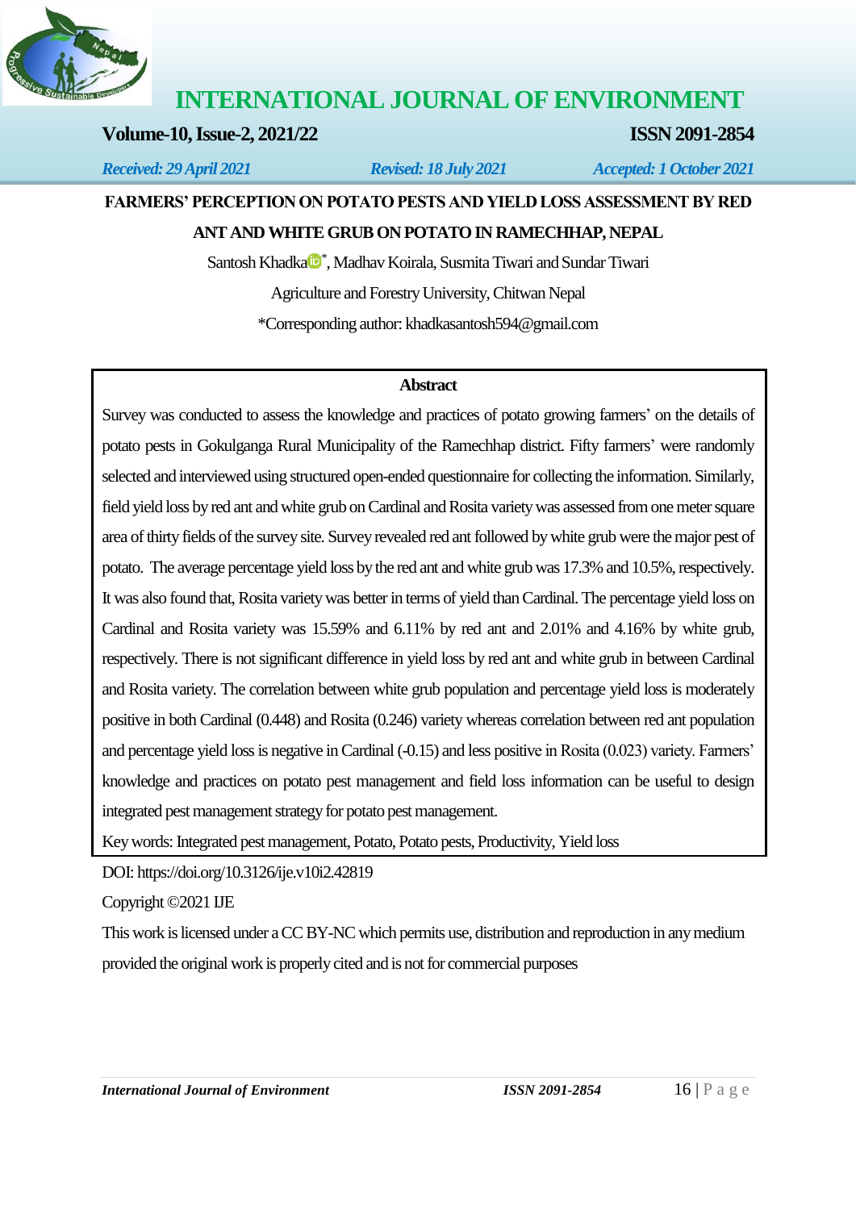# INTERNATIONAL JOURNAL OF ENVIRONMENT

**Volume-10, Issue-2, 2021/22** **ISSN 2091-2854**

*Received: 29 April 2021* *Revised: 18 July 2021* *Accepted: 1 October 2021*

## FARMERS' PERCEPTION ON POTATO PESTS AND YIELD LOSS ASSESSMENT BY RED ANT AND WHITE GRUB ON POTATO IN RAMECHHAP, NEPAL

Santosh Khadka*, Madhav Koirala, Susmita Tiwari and Sundar Tiwari

Agriculture and Forestry University, Chitwan Nepal

*Corresponding author: khadkasantosh594@gmail.com

### Abstract

Survey was conducted to assess the knowledge and practices of potato growing farmers' on the details of potato pests in Gokulganga Rural Municipality of the Ramechhap district. Fifty farmers' were randomly selected and interviewed using structured open-ended questionnaire for collecting the information. Similarly, field yield loss by red ant and white grub on Cardinal and Rosita variety was assessed from one meter square area of thirty fields of the survey site. Survey revealed red ant followed by white grub were the major pest of potato. The average percentage yield loss by the red ant and white grub was 17.3% and 10.5%, respectively. It was also found that, Rosita variety was better in terms of yield than Cardinal. The percentage yield loss on Cardinal and Rosita variety was 15.59% and 6.11% by red ant and 2.01% and 4.16% by white grub, respectively. There is not significant difference in yield loss by red ant and white grub in between Cardinal and Rosita variety. The correlation between white grub population and percentage yield loss is moderately positive in both Cardinal (0.448) and Rosita (0.246) variety whereas correlation between red ant population and percentage yield loss is negative in Cardinal (-0.15) and less positive in Rosita (0.023) variety. Farmers' knowledge and practices on potato pest management and field loss information can be useful to design integrated pest management strategy for potato pest management.

Key words: Integrated pest management, Potato, Potato pests, Productivity, Yield loss

DOI: https://doi.org/10.3126/ije.v10i2.42819

Copyright ©2021 IJE

This work is licensed under a CC BY-NC which permits use, distribution and reproduction in any medium provided the original work is properly cited and is not for commercial purposes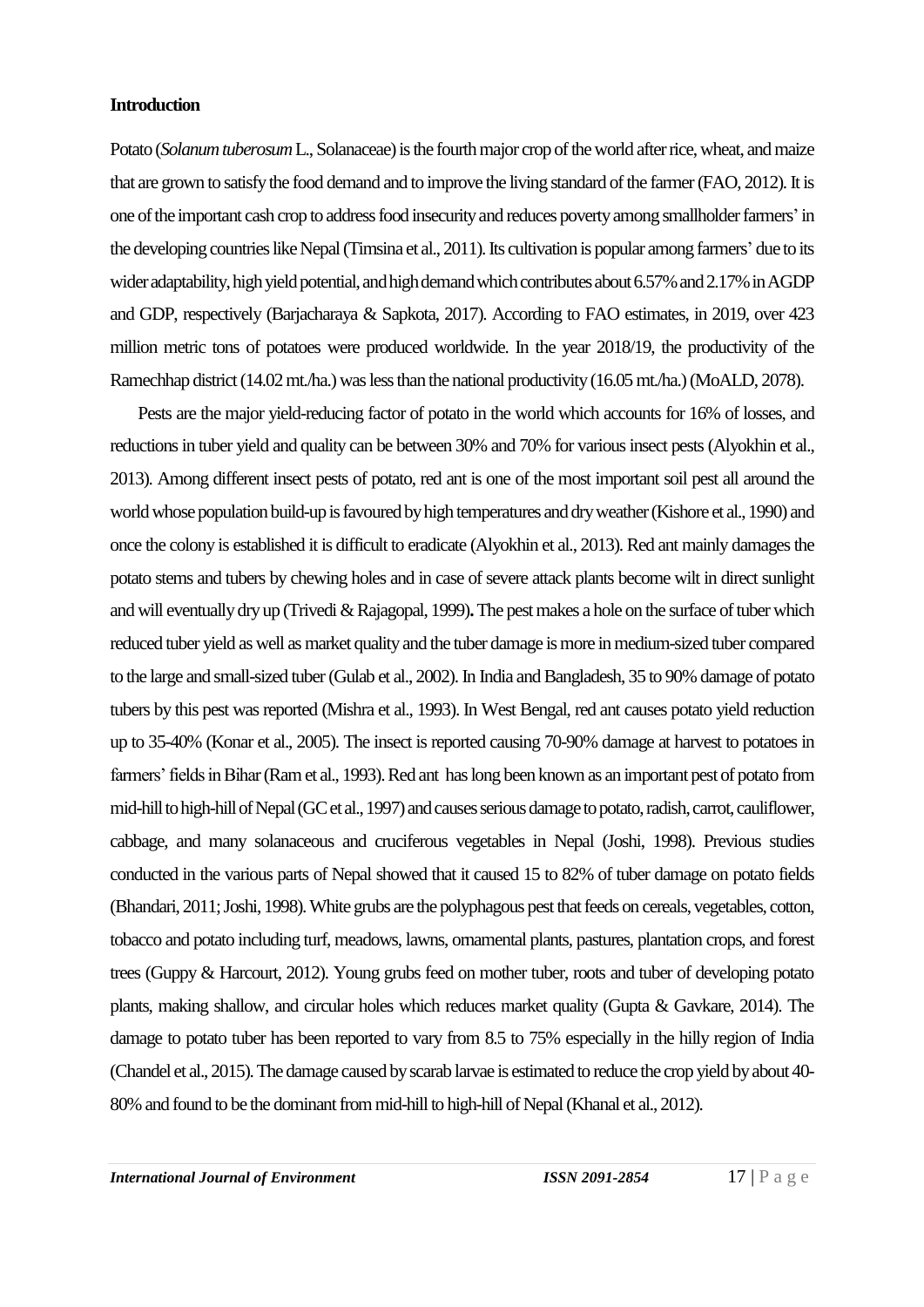**Introduction**

Potato (*Solanum tuberosum* L., Solanaceae) is the fourth major crop of the world after rice, wheat, and maize that are grown to satisfy the food demand and to improve the living standard of the farmer (FAO, 2012). It is one of the important cash crop to address food insecurity and reduces poverty among smallholder farmers' in the developing countries like Nepal (Timsina et al., 2011). Its cultivation is popular among farmers' due to its wider adaptability, high yield potential, and high demand which contributes about 6.57% and 2.17% in AGDP and GDP, respectively (Barjacharaya & Sapkota, 2017). According to FAO estimates, in 2019, over 423 million metric tons of potatoes were produced worldwide. In the year 2018/19, the productivity of the Ramechhap district (14.02 mt./ha.) was less than the national productivity (16.05 mt./ha.) (MoALD, 2078).

Pests are the major yield-reducing factor of potato in the world which accounts for 16% of losses, and reductions in tuber yield and quality can be between 30% and 70% for various insect pests (Alyokhin et al., 2013). Among different insect pests of potato, red ant is one of the most important soil pest all around the world whose population build-up is favoured by high temperatures and dry weather (Kishore et al., 1990) and once the colony is established it is difficult to eradicate (Alyokhin et al., 2013). Red ant mainly damages the potato stems and tubers by chewing holes and in case of severe attack plants become wilt in direct sunlight and will eventually dry up (Trivedi & Rajagopal, 1999)**.** The pest makes a hole on the surface of tuber which reduced tuber yield as well as market quality and the tuber damage is more in medium-sized tuber compared to the large and small-sized tuber (Gulab et al., 2002). In India and Bangladesh, 35 to 90% damage of potato tubers by this pest was reported (Mishra et al., 1993). In West Bengal, red ant causes potato yield reduction up to 35-40% (Konar et al., 2005). The insect is reported causing 70-90% damage at harvest to potatoes in farmers' fields in Bihar (Ram et al., 1993). Red ant has long been known as an important pest of potato from mid-hill to high-hill of Nepal (GC et al., 1997) and causes serious damage to potato, radish, carrot, cauliflower, cabbage, and many solanaceous and cruciferous vegetables in Nepal (Joshi, 1998). Previous studies conducted in the various parts of Nepal showed that it caused 15 to 82% of tuber damage on potato fields (Bhandari, 2011; Joshi, 1998). White grubs are the polyphagous pest that feeds on cereals, vegetables, cotton, tobacco and potato including turf, meadows, lawns, ornamental plants, pastures, plantation crops, and forest trees (Guppy & Harcourt, 2012). Young grubs feed on mother tuber, roots and tuber of developing potato plants, making shallow, and circular holes which reduces market quality (Gupta & Gavkare, 2014). The damage to potato tuber has been reported to vary from 8.5 to 75% especially in the hilly region of India (Chandel et al., 2015). The damage caused by scarab larvae is estimated to reduce the crop yield by about 40-80% and found to be the dominant from mid-hill to high-hill of Nepal (Khanal et al., 2012).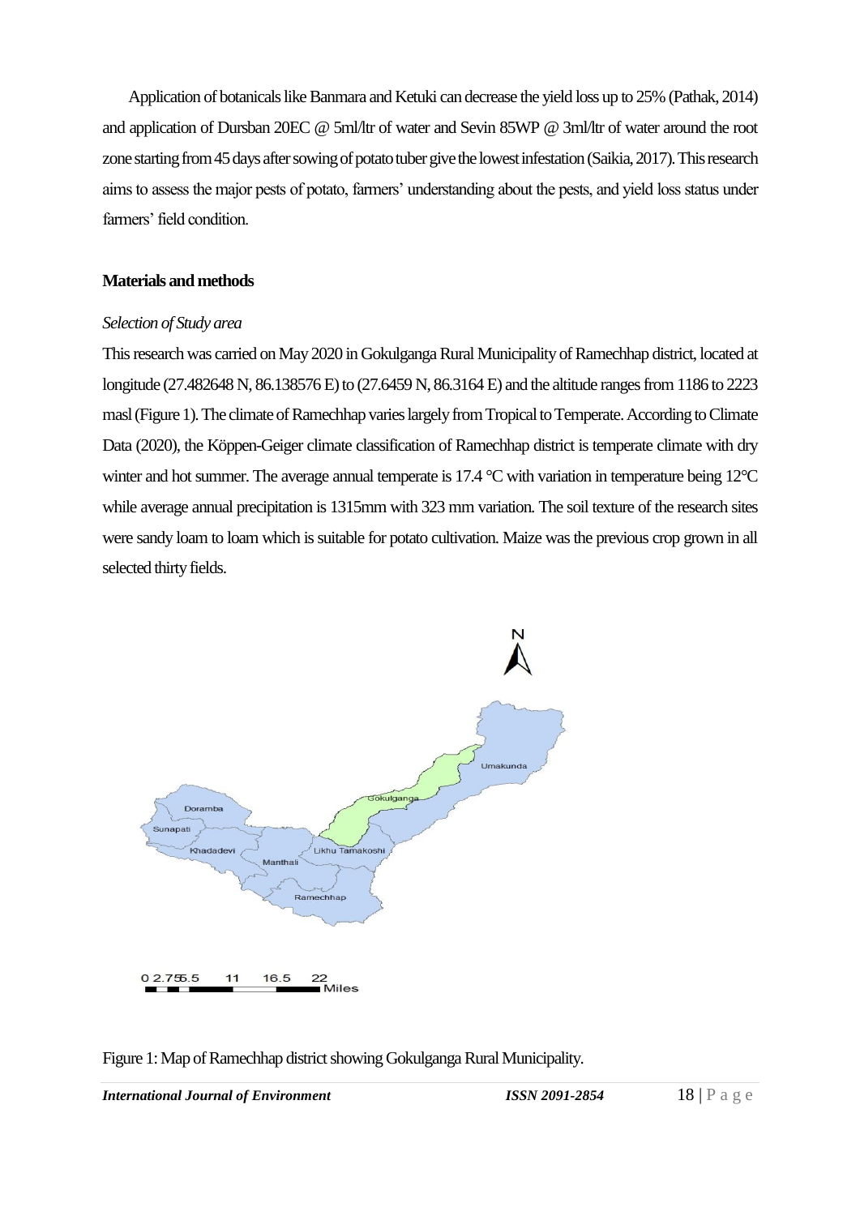Application of botanicals like Banmara and Ketuki can decrease the yield loss up to 25% (Pathak, 2014) and application of Dursban 20EC @ 5ml/ltr of water and Sevin 85WP @ 3ml/ltr of water around the root zone starting from 45 days after sowing of potato tuber give the lowest infestation (Saikia, 2017). This research aims to assess the major pests of potato, farmers' understanding about the pests, and yield loss status under farmers' field condition.

## Materials and methods

*Selection of Study area*

This research was carried on May 2020 in Gokulganga Rural Municipality of Ramechhap district, located at longitude (27.482648 N, 86.138576 E) to (27.6459 N, 86.3164 E) and the altitude ranges from 1186 to 2223 masl (Figure 1). The climate of Ramechhap varies largely from Tropical to Temperate. According to Climate Data (2020), the Köppen-Geiger climate classification of Ramechhap district is temperate climate with dry winter and hot summer. The average annual temperate is 17.4 °C with variation in temperature being 12°C while average annual precipitation is 1315mm with 323 mm variation. The soil texture of the research sites were sandy loam to loam which is suitable for potato cultivation. Maize was the previous crop grown in all selected thirty fields.

Figure 1: Map of Ramechhap district showing Gokulganga Rural Municipality.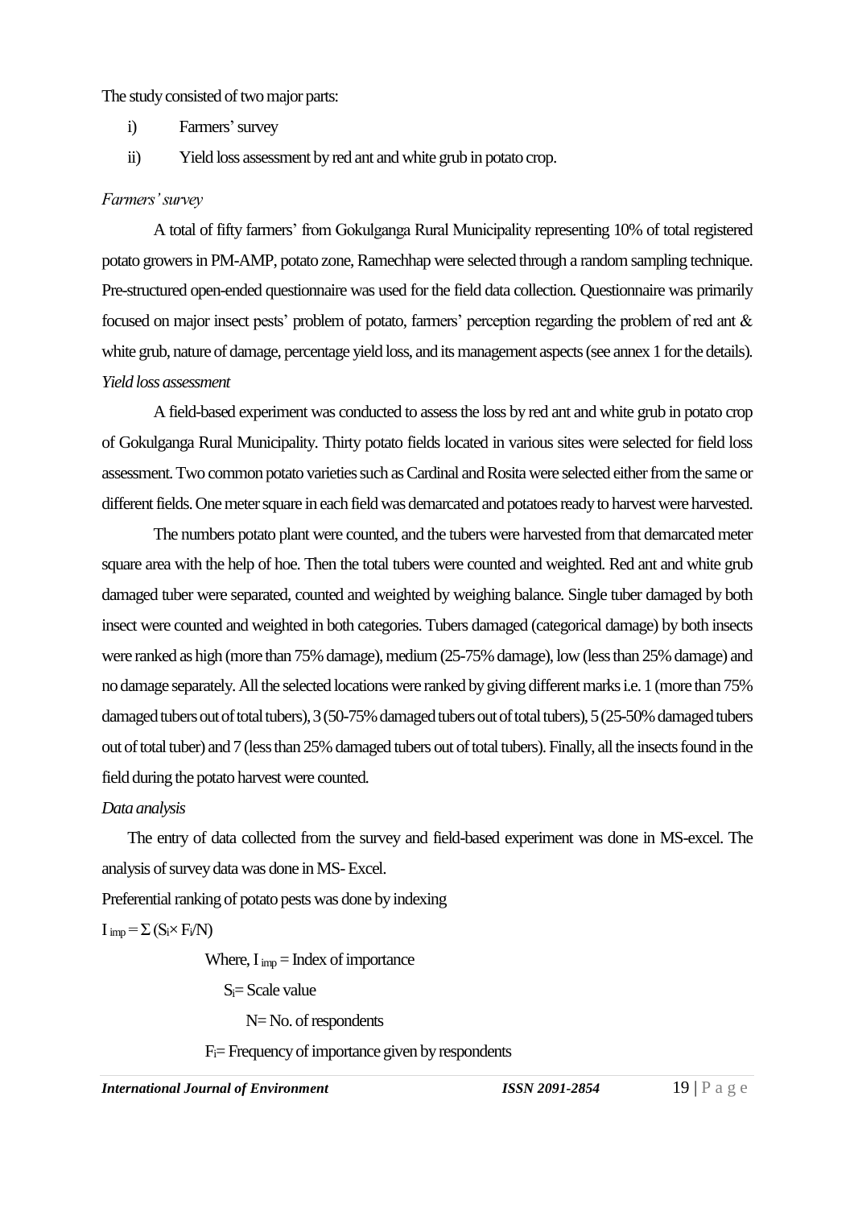The study consisted of two major parts:

i) Farmers' survey

ii) Yield loss assessment by red ant and white grub in potato crop.

*Farmers' survey*

A total of fifty farmers' from Gokulganga Rural Municipality representing 10% of total registered potato growers in PM-AMP, potato zone, Ramechhap were selected through a random sampling technique. Pre-structured open-ended questionnaire was used for the field data collection. Questionnaire was primarily focused on major insect pests' problem of potato, farmers' perception regarding the problem of red ant & white grub, nature of damage, percentage yield loss, and its management aspects (see annex 1 for the details).

*Yield loss assessment*

A field-based experiment was conducted to assess the loss by red ant and white grub in potato crop of Gokulganga Rural Municipality. Thirty potato fields located in various sites were selected for field loss assessment. Two common potato varieties such as Cardinal and Rosita were selected either from the same or different fields. One meter square in each field was demarcated and potatoes ready to harvest were harvested.

The numbers potato plant were counted, and the tubers were harvested from that demarcated meter square area with the help of hoe. Then the total tubers were counted and weighted. Red ant and white grub damaged tuber were separated, counted and weighted by weighing balance. Single tuber damaged by both insect were counted and weighted in both categories. Tubers damaged (categorical damage) by both insects were ranked as high (more than 75% damage), medium (25-75% damage), low (less than 25% damage) and no damage separately. All the selected locations were ranked by giving different marks i.e. 1 (more than 75% damaged tubers out of total tubers), 3 (50-75% damaged tubers out of total tubers), 5 (25-50% damaged tubers out of total tuber) and 7 (less than 25% damaged tubers out of total tubers). Finally, all the insects found in the field during the potato harvest were counted.

*Data analysis*

The entry of data collected from the survey and field-based experiment was done in MS-excel. The analysis of survey data was done in MS- Excel.

Preferential ranking of potato pests was done by indexing

$I_{imp} = \Sigma (S_i \times F_i/N)$

Where, $I_{imp}$ = Index of importance

$S_i$= Scale value

N= No. of respondents

$F_i$= Frequency of importance given by respondents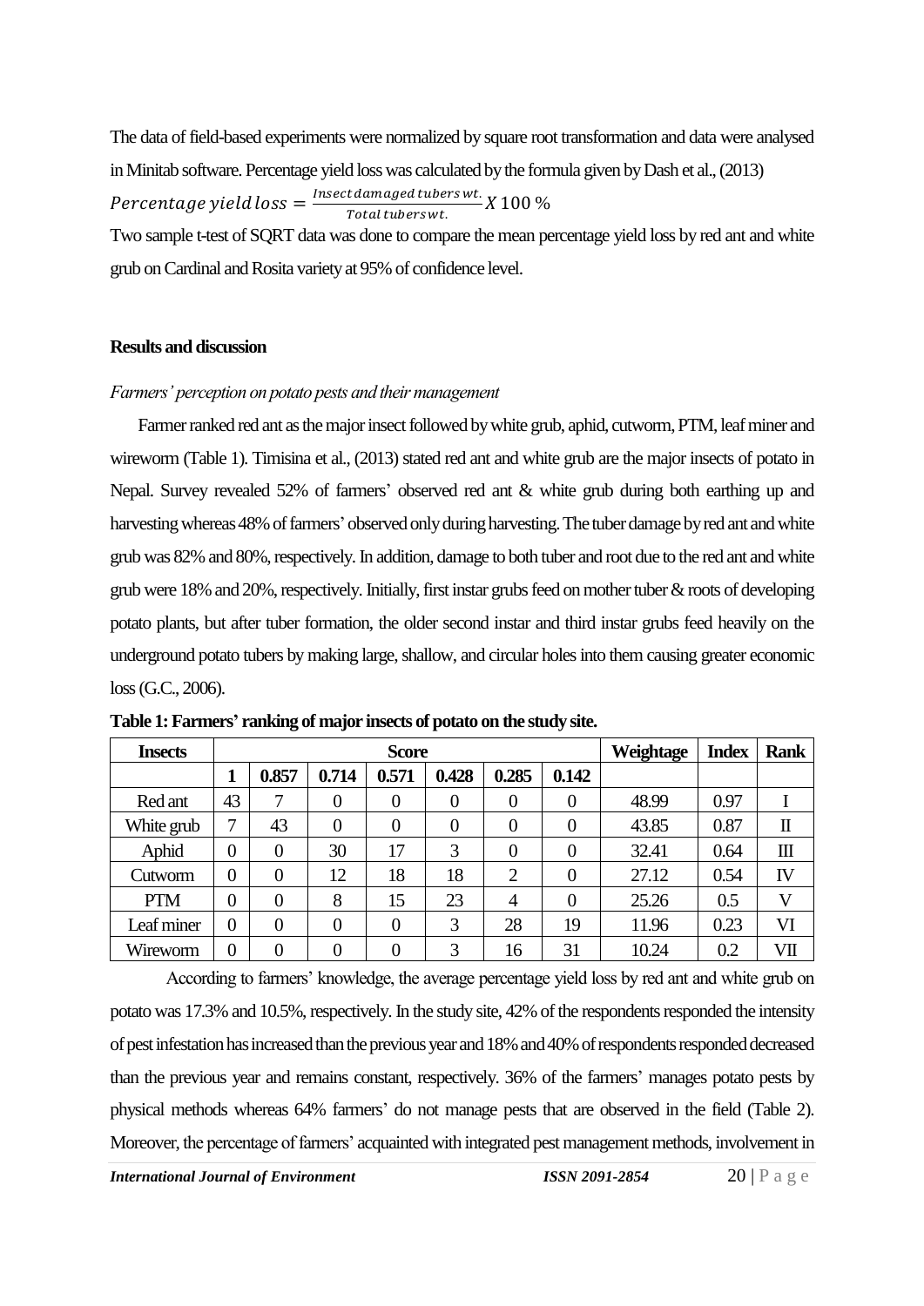The data of field-based experiments were normalized by square root transformation and data were analysed in Minitab software. Percentage yield loss was calculated by the formula given by Dash et al., (2013)

$$Percentage\ yield\ loss = \frac{Insect\ damaged\ tubers\ wt.}{Total\ tubers\ wt.} X\ 100\ \%$$

Two sample t-test of SQRT data was done to compare the mean percentage yield loss by red ant and white grub on Cardinal and Rosita variety at 95% of confidence level.

## Results and discussion

### *Farmers' perception on potato pests and their management*

Farmer ranked red ant as the major insect followed by white grub, aphid, cutworm, PTM, leaf miner and wireworm (Table 1). Timisina et al., (2013) stated red ant and white grub are the major insects of potato in Nepal. Survey revealed 52% of farmers' observed red ant & white grub during both earthing up and harvesting whereas 48% of farmers' observed only during harvesting. The tuber damage by red ant and white grub was 82% and 80%, respectively. In addition, damage to both tuber and root due to the red ant and white grub were 18% and 20%, respectively. Initially, first instar grubs feed on mother tuber & roots of developing potato plants, but after tuber formation, the older second instar and third instar grubs feed heavily on the underground potato tubers by making large, shallow, and circular holes into them causing greater economic loss (G.C., 2006).

**Table 1: Farmers' ranking of major insects of potato on the study site.**

| Insects | Score | | | | | | | Weightage | Index | Rank |
|---|---|---|---|---|---|---|---|---|---|---|
| | **1** | **0.857** | **0.714** | **0.571** | **0.428** | **0.285** | **0.142** | | | |
| Red ant | 43 | 7 | 0 | 0 | 0 | 0 | 0 | 48.99 | 0.97 | I |
| White grub | 7 | 43 | 0 | 0 | 0 | 0 | 0 | 43.85 | 0.87 | II |
| Aphid | 0 | 0 | 30 | 17 | 3 | 0 | 0 | 32.41 | 0.64 | III |
| Cutworm | 0 | 0 | 12 | 18 | 18 | 2 | 0 | 27.12 | 0.54 | IV |
| PTM | 0 | 0 | 8 | 15 | 23 | 4 | 0 | 25.26 | 0.5 | V |
| Leaf miner | 0 | 0 | 0 | 0 | 3 | 28 | 19 | 11.96 | 0.23 | VI |
| Wireworm | 0 | 0 | 0 | 0 | 3 | 16 | 31 | 10.24 | 0.2 | VII |

According to farmers' knowledge, the average percentage yield loss by red ant and white grub on potato was 17.3% and 10.5%, respectively. In the study site, 42% of the respondents responded the intensity of pest infestation has increased than the previous year and 18% and 40% of respondents responded decreased than the previous year and remains constant, respectively. 36% of the farmers' manages potato pests by physical methods whereas 64% farmers' do not manage pests that are observed in the field (Table 2). Moreover, the percentage of farmers' acquainted with integrated pest management methods, involvement in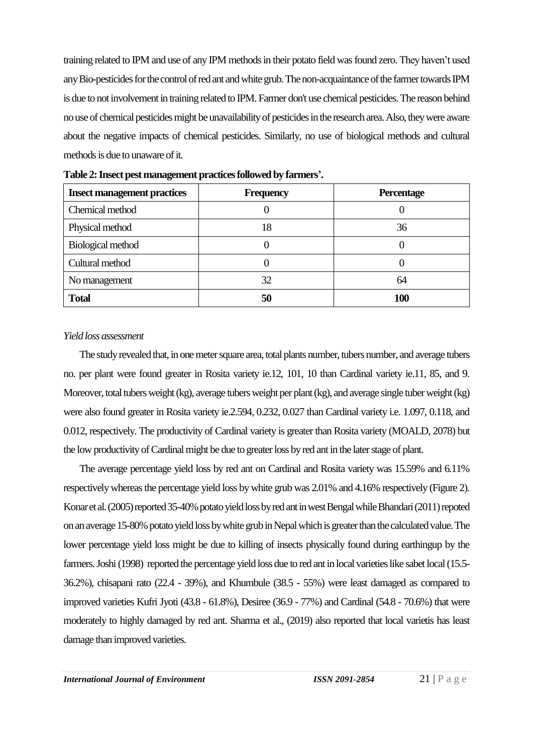training related to IPM and use of any IPM methods in their potato field was found zero. They haven't used any Bio-pesticides for the control of red ant and white grub. The non-acquaintance of the farmer towards IPM is due to not involvement in training related to IPM. Farmer don't use chemical pesticides. The reason behind no use of chemical pesticides might be unavailability of pesticides in the research area. Also, they were aware about the negative impacts of chemical pesticides. Similarly, no use of biological methods and cultural methods is due to unaware of it.

**Table 2: Insect pest management practices followed by farmers'.**

| Insect management practices | Frequency | Percentage |
|---|---|---|
| Chemical method | 0 | 0 |
| Physical method | 18 | 36 |
| Biological method | 0 | 0 |
| Cultural method | 0 | 0 |
| No management | 32 | 64 |
| **Total** | **50** | **100** |

*Yield loss assessment*

The study revealed that, in one meter square area, total plants number, tubers number, and average tubers no. per plant were found greater in Rosita variety ie.12, 101, 10 than Cardinal variety ie.11, 85, and 9. Moreover, total tubers weight (kg), average tubers weight per plant (kg), and average single tuber weight (kg) were also found greater in Rosita variety ie.2.594, 0.232, 0.027 than Cardinal variety i.e. 1.097, 0.118, and 0.012, respectively. The productivity of Cardinal variety is greater than Rosita variety (MOALD, 2078) but the low productivity of Cardinal might be due to greater loss by red ant in the later stage of plant.

The average percentage yield loss by red ant on Cardinal and Rosita variety was 15.59% and 6.11% respectively whereas the percentage yield loss by white grub was 2.01% and 4.16% respectively (Figure 2). Konar et al. (2005) reported 35-40% potato yield loss by red ant in west Bengal while Bhandari (2011) repoted on an average 15-80% potato yield loss by white grub in Nepal which is greater than the calculated value. The lower percentage yield loss might be due to killing of insects physically found during earthingup by the farmers. Joshi (1998) reported the percentage yield loss due to red ant in local varieties like sabet local (15.5-36.2%), chisapani rato (22.4 - 39%), and Khumbule (38.5 - 55%) were least damaged as compared to improved varieties Kufri Jyoti (43.8 - 61.8%), Desiree (36.9 - 77%) and Cardinal (54.8 - 70.6%) that were moderately to highly damaged by red ant. Sharma et al., (2019) also reported that local varietis has least damage than improved varieties.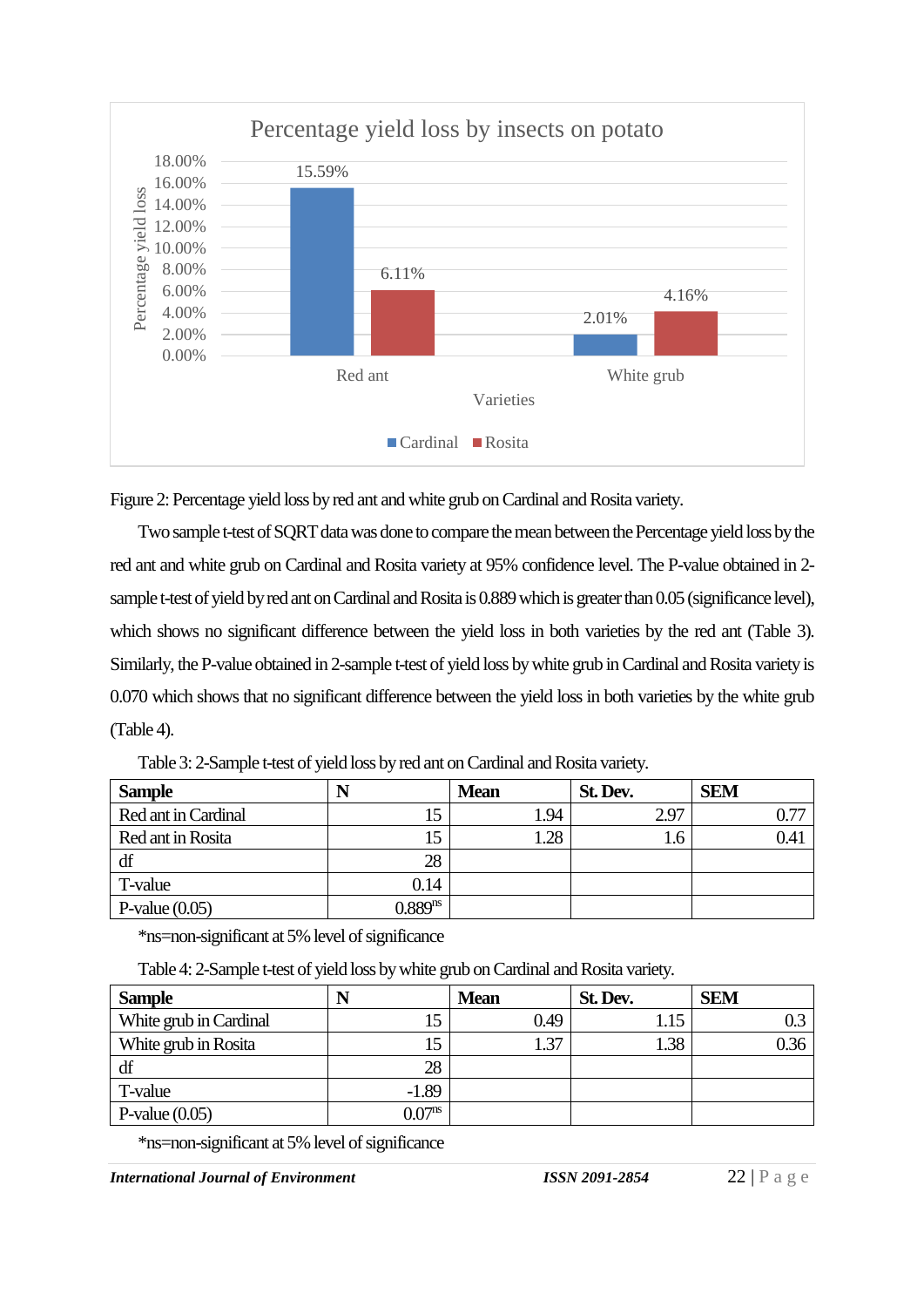Figure 2: Percentage yield loss by red ant and white grub on Cardinal and Rosita variety.

Two sample t-test of SQRT data was done to compare the mean between the Percentage yield loss by the red ant and white grub on Cardinal and Rosita variety at 95% confidence level. The P-value obtained in 2-sample t-test of yield by red ant on Cardinal and Rosita is 0.889 which is greater than 0.05 (significance level), which shows no significant difference between the yield loss in both varieties by the red ant (Table 3). Similarly, the P-value obtained in 2-sample t-test of yield loss by white grub in Cardinal and Rosita variety is 0.070 which shows that no significant difference between the yield loss in both varieties by the white grub (Table 4).

Table 3: 2-Sample t-test of yield loss by red ant on Cardinal and Rosita variety.

| **Sample** | **N** | **Mean** | **St. Dev.** | **SEM** |
|---|---|---|---|---|
| Red ant in Cardinal | 15 | 1.94 | 2.97 | 0.77 |
| Red ant in Rosita | 15 | 1.28 | 1.6 | 0.41 |
| df | 28 | | | |
| T-value | 0.14 | | | |
| P-value (0.05) | $0.889^{ns}$ | | | |

*ns=non-significant at 5% level of significance

Table 4: 2-Sample t-test of yield loss by white grub on Cardinal and Rosita variety.

| **Sample** | **N** | **Mean** | **St. Dev.** | **SEM** |
|---|---|---|---|---|
| White grub in Cardinal | 15 | 0.49 | 1.15 | 0.3 |
| White grub in Rosita | 15 | 1.37 | 1.38 | 0.36 |
| df | 28 | | | |
| T-value | -1.89 | | | |
| P-value (0.05) | $0.07^{ns}$ | | | |

*ns=non-significant at 5% level of significance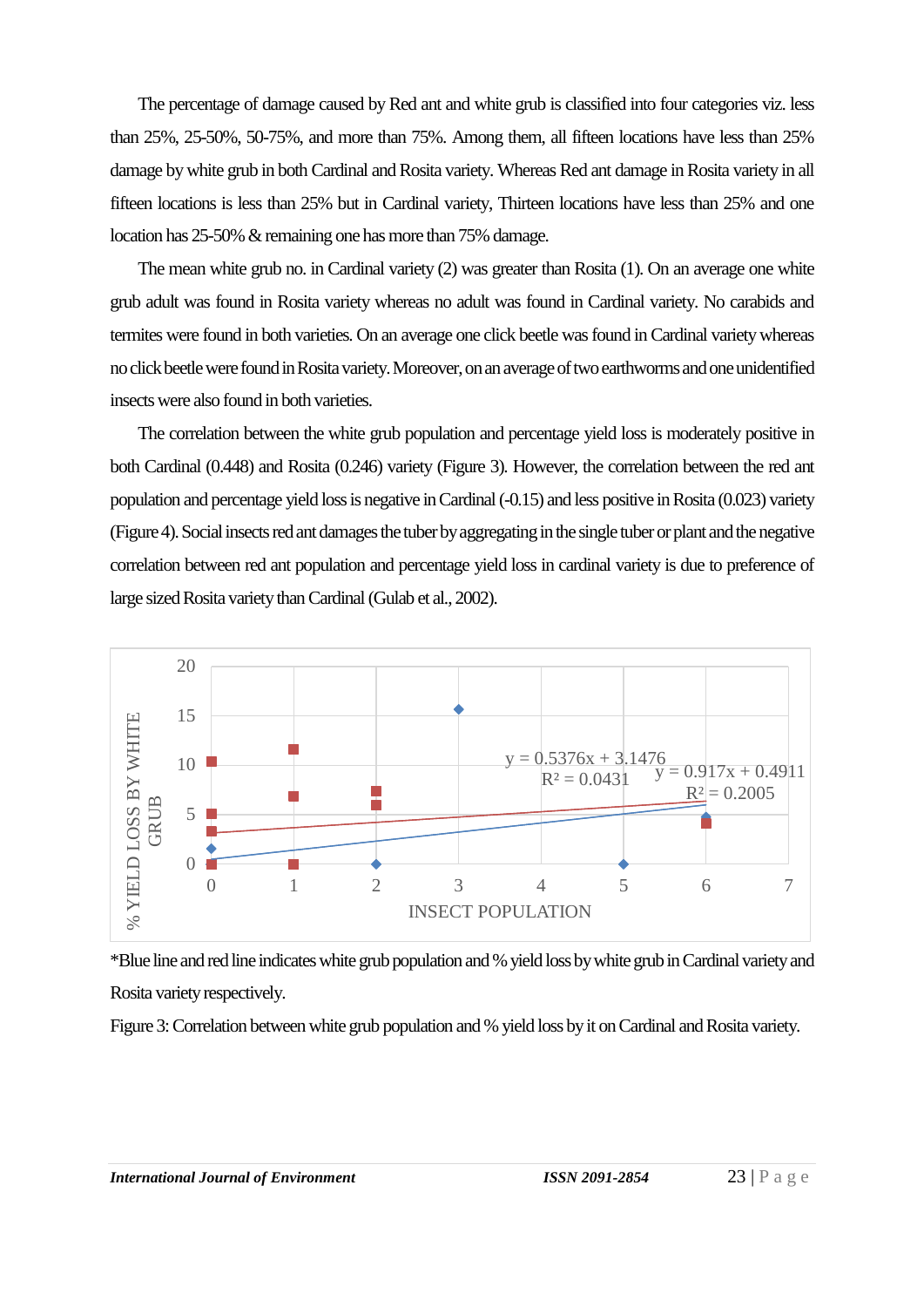The percentage of damage caused by Red ant and white grub is classified into four categories viz. less than 25%, 25-50%, 50-75%, and more than 75%. Among them, all fifteen locations have less than 25% damage by white grub in both Cardinal and Rosita variety. Whereas Red ant damage in Rosita variety in all fifteen locations is less than 25% but in Cardinal variety, Thirteen locations have less than 25% and one location has 25-50% & remaining one has more than 75% damage.

The mean white grub no. in Cardinal variety (2) was greater than Rosita (1). On an average one white grub adult was found in Rosita variety whereas no adult was found in Cardinal variety. No carabids and termites were found in both varieties. On an average one click beetle was found in Cardinal variety whereas no click beetle were found in Rosita variety. Moreover, on an average of two earthworms and one unidentified insects were also found in both varieties.

The correlation between the white grub population and percentage yield loss is moderately positive in both Cardinal (0.448) and Rosita (0.246) variety (Figure 3). However, the correlation between the red ant population and percentage yield loss is negative in Cardinal (-0.15) and less positive in Rosita (0.023) variety (Figure 4). Social insects red ant damages the tuber by aggregating in the single tuber or plant and the negative correlation between red ant population and percentage yield loss in cardinal variety is due to preference of large sized Rosita variety than Cardinal (Gulab et al., 2002).

% YIELD LOSS BY WHITE GRUB vs INSECT POPULATION

$y = 0.5376x + 3.1476$, $R^2 = 0.0431$

$y = 0.917x + 0.4911$, $R^2 = 0.2005$

*Blue line and red line indicates white grub population and % yield loss by white grub in Cardinal variety and Rosita variety respectively.

Figure 3: Correlation between white grub population and % yield loss by it on Cardinal and Rosita variety.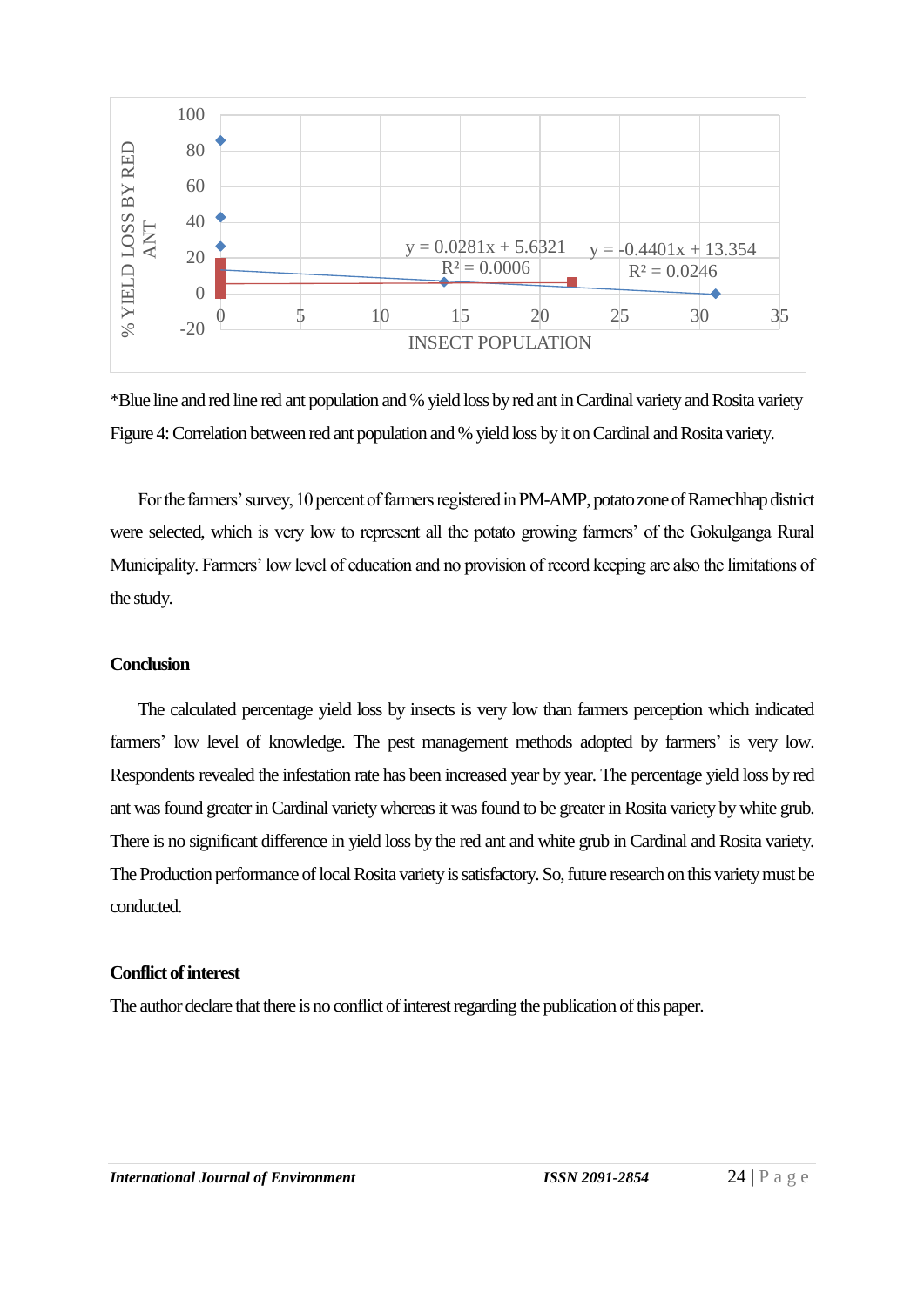*Blue line and red line red ant population and % yield loss by red ant in Cardinal variety and Rosita variety

Figure 4: Correlation between red ant population and % yield loss by it on Cardinal and Rosita variety.

For the farmers' survey, 10 percent of farmers registered in PM-AMP, potato zone of Ramechhap district were selected, which is very low to represent all the potato growing farmers' of the Gokulganga Rural Municipality. Farmers' low level of education and no provision of record keeping are also the limitations of the study.

## Conclusion

The calculated percentage yield loss by insects is very low than farmers perception which indicated farmers' low level of knowledge. The pest management methods adopted by farmers' is very low. Respondents revealed the infestation rate has been increased year by year. The percentage yield loss by red ant was found greater in Cardinal variety whereas it was found to be greater in Rosita variety by white grub. There is no significant difference in yield loss by the red ant and white grub in Cardinal and Rosita variety. The Production performance of local Rosita variety is satisfactory. So, future research on this variety must be conducted.

## Conflict of interest

The author declare that there is no conflict of interest regarding the publication of this paper.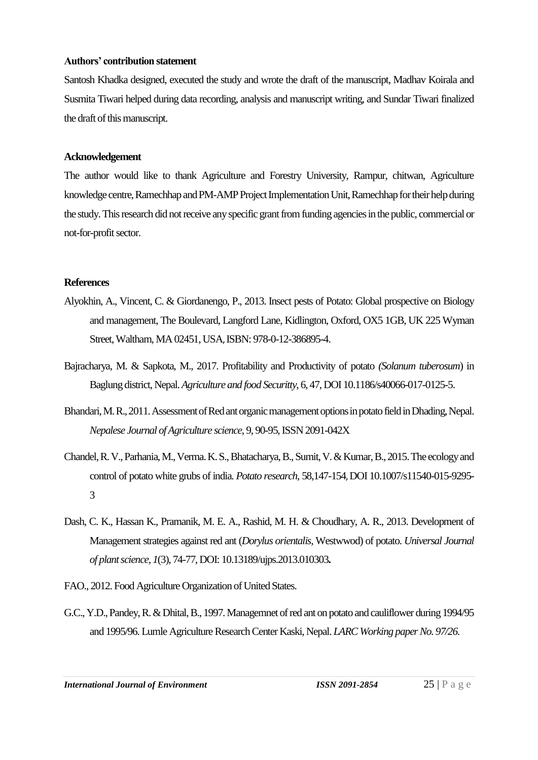**Authors' contribution statement**

Santosh Khadka designed, executed the study and wrote the draft of the manuscript, Madhav Koirala and Susmita Tiwari helped during data recording, analysis and manuscript writing, and Sundar Tiwari finalized the draft of this manuscript.

**Acknowledgement**

The author would like to thank Agriculture and Forestry University, Rampur, chitwan, Agriculture knowledge centre, Ramechhap and PM-AMP Project Implementation Unit, Ramechhap for their help during the study. This research did not receive any specific grant from funding agencies in the public, commercial or not-for-profit sector.

**References**

Alyokhin, A., Vincent, C. & Giordanengo, P., 2013. Insect pests of Potato: Global prospective on Biology and management, The Boulevard, Langford Lane, Kidlington, Oxford, OX5 1GB, UK 225 Wyman Street, Waltham, MA 02451, USA, ISBN: 978-0-12-386895-4.

Bajracharya, M. & Sapkota, M., 2017. Profitability and Productivity of potato *(Solanum tuberosum*) in Baglung district, Nepal. *Agriculture and food Securitty*, 6, 47, DOI 10.1186/s40066-017-0125-5.

Bhandari, M. R., 2011. Assessment of Red ant organic management options in potato field in Dhading, Nepal. *Nepalese Journal of Agriculture science*, 9, 90-95, ISSN 2091-042X

Chandel, R. V., Parhania, M., Verma. K. S., Bhatacharya, B., Sumit, V. & Kumar, B., 2015. The ecology and control of potato white grubs of india. *Potato research*, 58,147-154, DOI 10.1007/s11540-015-9295-3

Dash, C. K., Hassan K., Pramanik, M. E. A., Rashid, M. H. & Choudhary, A. R., 2013. Development of Management strategies against red ant (*Dorylus orientalis*, Westwwod) of potato. *Universal Journal of plant science*, *1*(3), 74-77, DOI: 10.13189/ujps.2013.010303**.**

FAO., 2012. Food Agriculture Organization of United States.

G.C., Y.D., Pandey, R. & Dhital, B., 1997. Managemnet of red ant on potato and cauliflower during 1994/95 and 1995/96. Lumle Agriculture Research Center Kaski, Nepal. *LARC Working paper No. 97/26*.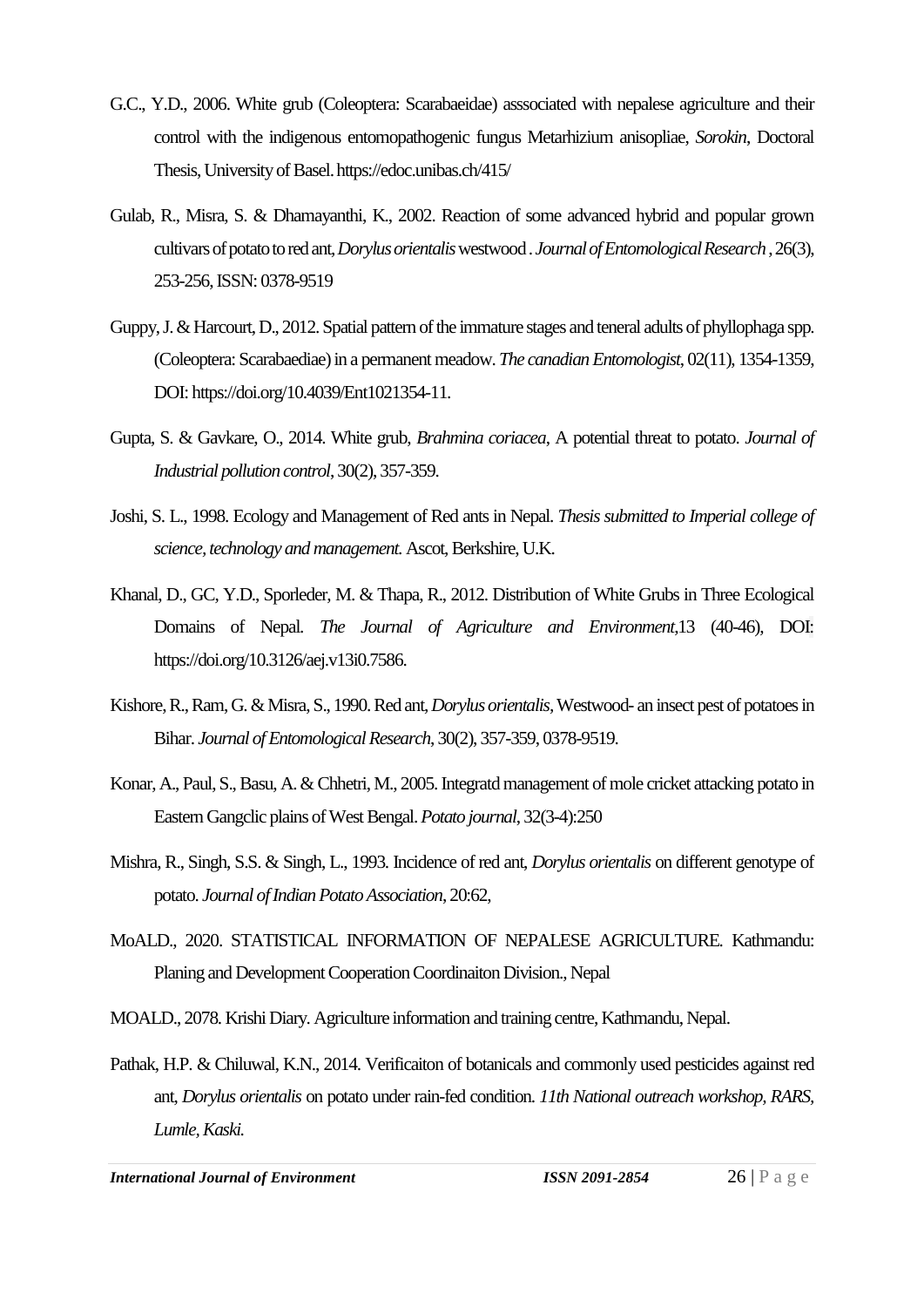G.C., Y.D., 2006. White grub (Coleoptera: Scarabaeidae) asssociated with nepalese agriculture and their control with the indigenous entomopathogenic fungus Metarhizium anisopliae, *Sorokin*, Doctoral Thesis, University of Basel. https://edoc.unibas.ch/415/

Gulab, R., Misra, S. & Dhamayanthi, K., 2002. Reaction of some advanced hybrid and popular grown cultivars of potato to red ant, *Dorylus orientalis* westwood . *Journal of Entomological Research* , 26(3), 253-256, ISSN: 0378-9519

Guppy, J. & Harcourt, D., 2012. Spatial pattern of the immature stages and teneral adults of phyllophaga spp. (Coleoptera: Scarabaediae) in a permanent meadow. *The canadian Entomologist*, 02(11), 1354-1359, DOI: https://doi.org/10.4039/Ent1021354-11.

Gupta, S. & Gavkare, O., 2014. White grub, *Brahmina coriacea*, A potential threat to potato. *Journal of Industrial pollution control*, 30(2), 357-359.

Joshi, S. L., 1998. Ecology and Management of Red ants in Nepal. *Thesis submitted to Imperial college of science, technology and management.* Ascot, Berkshire, U.K.

Khanal, D., GC, Y.D., Sporleder, M. & Thapa, R., 2012. Distribution of White Grubs in Three Ecological Domains of Nepal. *The Journal of Agriculture and Environment*,13 (40-46), DOI: https://doi.org/10.3126/aej.v13i0.7586.

Kishore, R., Ram, G. & Misra, S., 1990. Red ant, *Dorylus orientalis*, Westwood- an insect pest of potatoes in Bihar. *Journal of Entomological Research*, 30(2), 357-359, 0378-9519.

Konar, A., Paul, S., Basu, A. & Chhetri, M., 2005. Integratd management of mole cricket attacking potato in Eastern Gangclic plains of West Bengal. *Potato journal*, 32(3-4):250

Mishra, R., Singh, S.S. & Singh, L., 1993. Incidence of red ant, *Dorylus orientalis* on different genotype of potato. *Journal of Indian Potato Association*, 20:62,

MoALD., 2020. STATISTICAL INFORMATION OF NEPALESE AGRICULTURE. Kathmandu: Planing and Development Cooperation Coordinaiton Division., Nepal

MOALD., 2078. Krishi Diary. Agriculture information and training centre, Kathmandu, Nepal.

Pathak, H.P. & Chiluwal, K.N., 2014. Verificaiton of botanicals and commonly used pesticides against red ant, *Dorylus orientalis* on potato under rain-fed condition. *11th National outreach workshop, RARS, Lumle, Kaski.*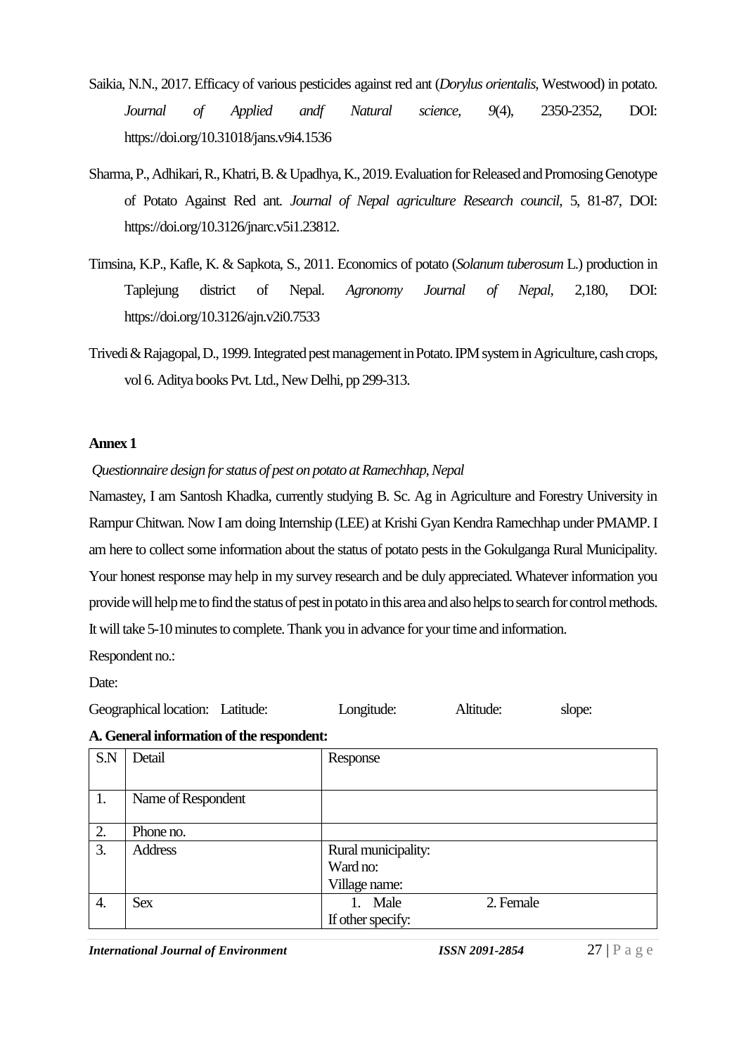Saikia, N.N., 2017. Efficacy of various pesticides against red ant (*Dorylus orientalis*, Westwood) in potato. *Journal of Applied andf Natural science*, *9*(4), 2350-2352, DOI: https://doi.org/10.31018/jans.v9i4.1536

Sharma, P., Adhikari, R., Khatri, B. & Upadhya, K., 2019. Evaluation for Released and Promosing Genotype of Potato Against Red ant. *Journal of Nepal agriculture Research council*, 5, 81-87, DOI: https://doi.org/10.3126/jnarc.v5i1.23812.

Timsina, K.P., Kafle, K. & Sapkota, S., 2011. Economics of potato (*Solanum tuberosum* L.) production in Taplejung district of Nepal. *Agronomy Journal of Nepal*, 2,180, DOI: https://doi.org/10.3126/ajn.v2i0.7533

Trivedi & Rajagopal, D., 1999. Integrated pest management in Potato. IPM system in Agriculture, cash crops, vol 6. Aditya books Pvt. Ltd., New Delhi, pp 299-313.

**Annex 1**

*Questionnaire design for status of pest on potato at Ramechhap, Nepal*

Namastey, I am Santosh Khadka, currently studying B. Sc. Ag in Agriculture and Forestry University in Rampur Chitwan. Now I am doing Internship (LEE) at Krishi Gyan Kendra Ramechhap under PMAMP. I am here to collect some information about the status of potato pests in the Gokulganga Rural Municipality. Your honest response may help in my survey research and be duly appreciated. Whatever information you provide will help me to find the status of pest in potato in this area and also helps to search for control methods. It will take 5-10 minutes to complete. Thank you in advance for your time and information.

Respondent no.:

Date:

Geographical location: Latitude: Longitude: Altitude: slope:

**A. General information of the respondent:**

| S.N | Detail | Response |
|---|---|---|
| 1. | Name of Respondent | |
| 2. | Phone no. | |
| 3. | Address | Rural municipality:<br>Ward no:<br>Village name: |
| 4. | Sex | 1. Male 2. Female<br>If other specify: |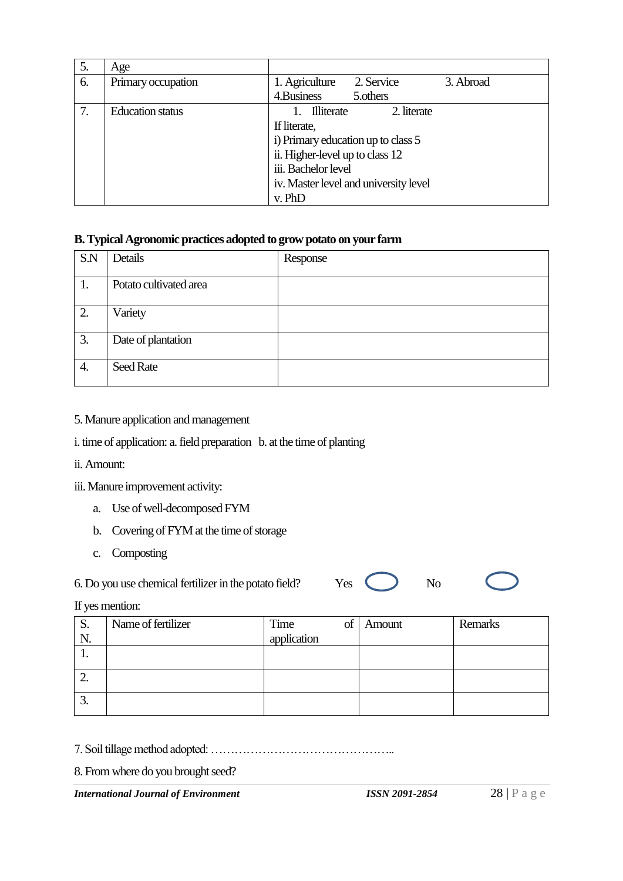| 5. | Age | |
|---|---|---|
| 6. | Primary occupation | 1. Agriculture 2. Service 3. Abroad<br>4.Business 5.others |
| 7. | Education status | 1. Illiterate 2. literate<br>If literate,<br>i) Primary education up to class 5<br>ii. Higher-level up to class 12<br>iii. Bachelor level<br>iv. Master level and university level<br>v. PhD |

**B. Typical Agronomic practices adopted to grow potato on your farm**

| S.N | Details | Response |
|---|---|---|
| 1. | Potato cultivated area | |
| 2. | Variety | |
| 3. | Date of plantation | |
| 4. | Seed Rate | |

5. Manure application and management

i. time of application: a. field preparation b. at the time of planting

ii. Amount:

iii. Manure improvement activity:

a. Use of well-decomposed FYM

b. Covering of FYM at the time of storage

c. Composting

6. Do you use chemical fertilizer in the potato field? Yes ◯ No ◯

If yes mention:

| S. N. | Name of fertilizer | Time of application | Amount | Remarks |
|---|---|---|---|---|
| 1. | | | | |
| 2. | | | | |
| 3. | | | | |

7. Soil tillage method adopted: ………………………………………..

8. From where do you brought seed?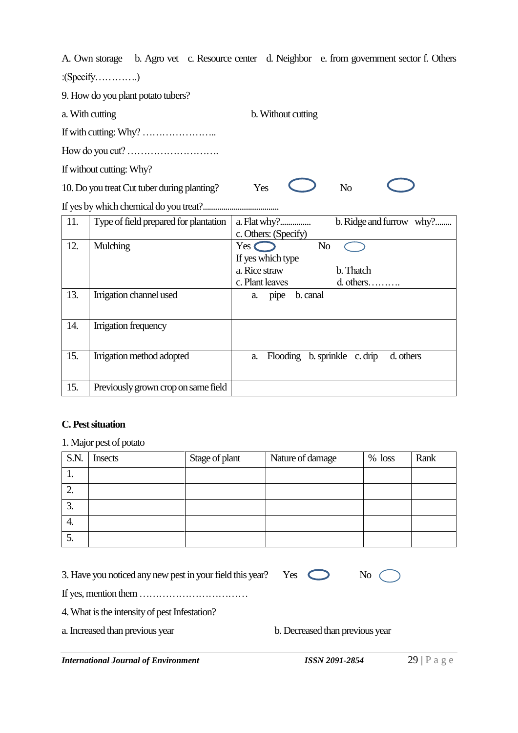A. Own storage b. Agro vet c. Resource center d. Neighbor e. from government sector f. Others :(Specify………….)

9. How do you plant potato tubers?

a. With cutting b. Without cutting

If with cutting: Why? …………………..

How do you cut? ………………………..

If without cutting: Why?

10. Do you treat Cut tuber during planting? Yes ⬭ No ⬭

If yes by which chemical do you treat?...................................

| 11. | Type of field prepared for plantation | a. Flat why?.............. b. Ridge and furrow why?........ c. Others: (Specify) |
|---|---|---|
| 12. | Mulching | Yes ⬭ No ⬭ If yes which type a. Rice straw b. Thatch c. Plant leaves d. others………. |
| 13. | Irrigation channel used | a. pipe b. canal |
| 14. | Irrigation frequency | |
| 15. | Irrigation method adopted | a. Flooding b. sprinkle c. drip d. others |
| 15. | Previously grown crop on same field | |

## C. Pest situation

1. Major pest of potato

| S.N. | Insects | Stage of plant | Nature of damage | % loss | Rank |
|---|---|---|---|---|---|
| 1. | | | | | |
| 2. | | | | | |
| 3. | | | | | |
| 4. | | | | | |
| 5. | | | | | |

3. Have you noticed any new pest in your field this year? Yes ⬭ No ⬭

If yes, mention them ……………………………

4. What is the intensity of pest Infestation?

a. Increased than previous year b. Decreased than previous year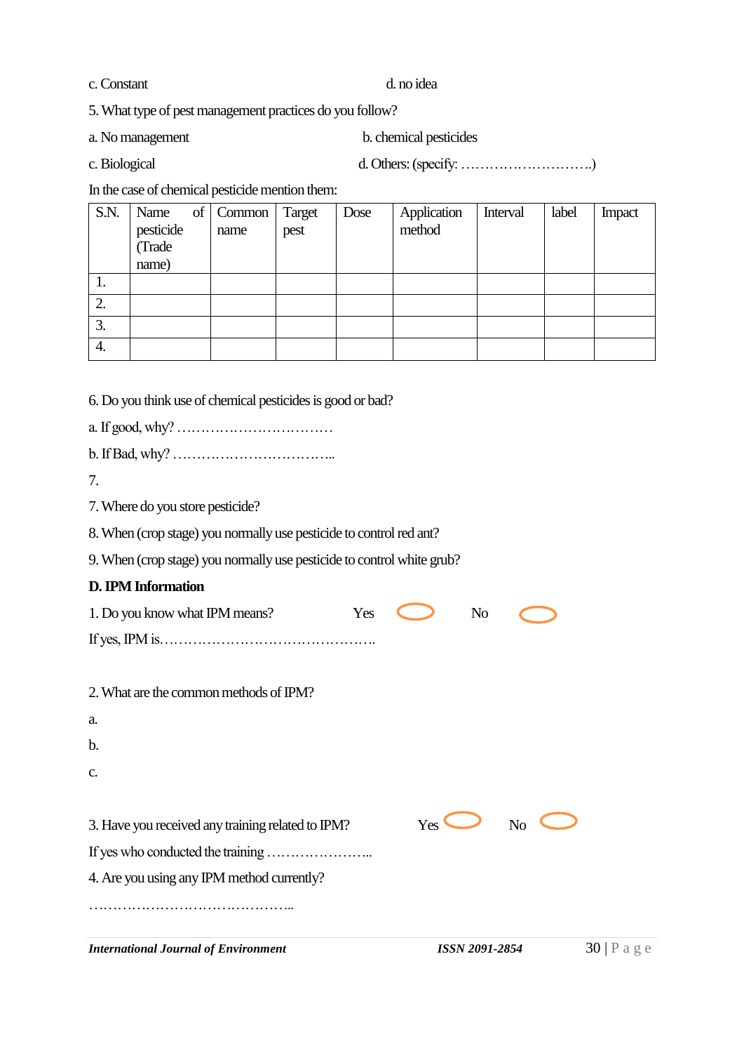c. Constant d. no idea

5. What type of pest management practices do you follow?

a. No management b. chemical pesticides

c. Biological d. Others: (specify: ………………………..)

In the case of chemical pesticide mention them:

| S.N. | Name of pesticide (Trade name) | Common name | Target pest | Dose | Application method | Interval | label | Impact |
|---|---|---|---|---|---|---|---|---|
| 1. | | | | | | | | |
| 2. | | | | | | | | |
| 3. | | | | | | | | |
| 4. | | | | | | | | |

6. Do you think use of chemical pesticides is good or bad?

a. If good, why? …………………………….

b. If Bad, why? …………………………...

7.

7. Where do you store pesticide?

8. When (crop stage) you normally use pesticide to control red ant?

9. When (crop stage) you normally use pesticide to control white grub?

**D. IPM Information**

1. Do you know what IPM means? Yes ○ No ○

If yes, IPM is………………………………………..

2. What are the common methods of IPM?

a.

b.

c.

3. Have you received any training related to IPM? Yes ○ No ○

If yes who conducted the training …………………..

4. Are you using any IPM method currently?

……………………………………..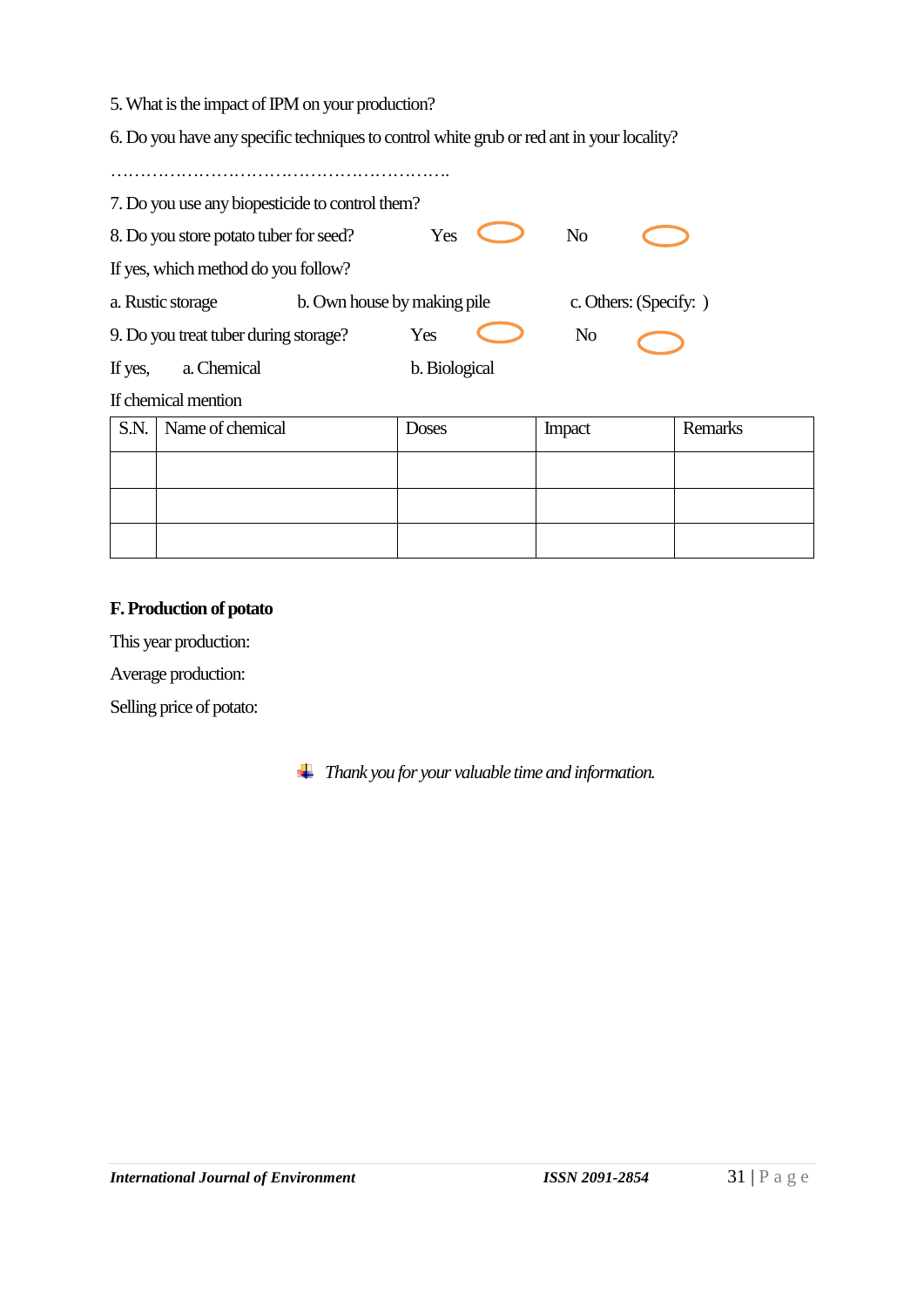5. What is the impact of IPM on your production?

6. Do you have any specific techniques to control white grub or red ant in your locality?

……………………………………………………..

7. Do you use any biopesticide to control them?

8. Do you store potato tuber for seed? Yes ◯ No ◯

If yes, which method do you follow?

a. Rustic storage b. Own house by making pile c. Others: (Specify: )

9. Do you treat tuber during storage? Yes ◯ No ◯

If yes, a. Chemical b. Biological

If chemical mention

| S.N. | Name of chemical | Doses | Impact | Remarks |
|---|---|---|---|---|
| | | | | |
| | | | | |
| | | | | |

**F. Production of potato**

This year production:

Average production:

Selling price of potato:

*Thank you for your valuable time and information.*